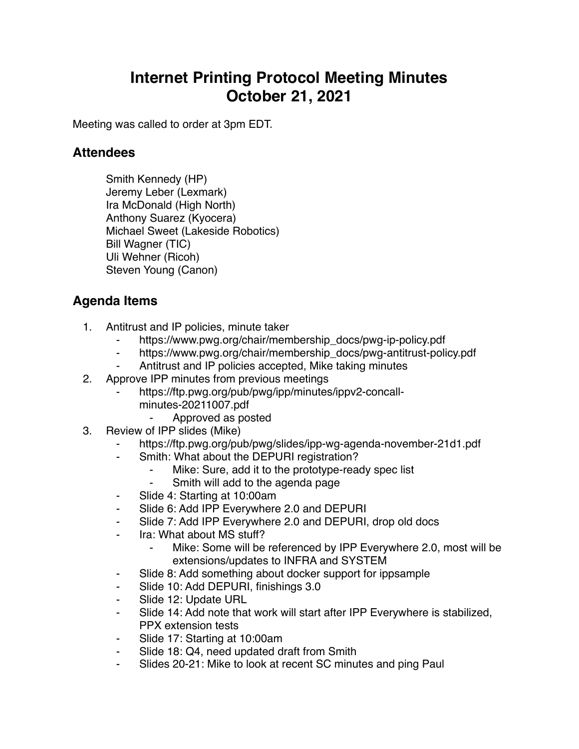# Internet Printing Protocol Meeting Minutes
# October 21, 2021

Meeting was called to order at 3pm EDT.

## Attendees

Smith Kennedy (HP)
Jeremy Leber (Lexmark)
Ira McDonald (High North)
Anthony Suarez (Kyocera)
Michael Sweet (Lakeside Robotics)
Bill Wagner (TIC)
Uli Wehner (Ricoh)
Steven Young (Canon)

## Agenda Items

1. Antitrust and IP policies, minute taker
   - https://www.pwg.org/chair/membership_docs/pwg-ip-policy.pdf
   - https://www.pwg.org/chair/membership_docs/pwg-antitrust-policy.pdf
   - Antitrust and IP policies accepted, Mike taking minutes
2. Approve IPP minutes from previous meetings
   - https://ftp.pwg.org/pub/pwg/ipp/minutes/ippv2-concall-minutes-20211007.pdf
     - Approved as posted
3. Review of IPP slides (Mike)
   - https://ftp.pwg.org/pub/pwg/slides/ipp-wg-agenda-november-21d1.pdf
   - Smith: What about the DEPURI registration?
     - Mike: Sure, add it to the prototype-ready spec list
     - Smith will add to the agenda page
   - Slide 4: Starting at 10:00am
   - Slide 6: Add IPP Everywhere 2.0 and DEPURI
   - Slide 7: Add IPP Everywhere 2.0 and DEPURI, drop old docs
   - Ira: What about MS stuff?
     - Mike: Some will be referenced by IPP Everywhere 2.0, most will be extensions/updates to INFRA and SYSTEM
   - Slide 8: Add something about docker support for ippsample
   - Slide 10: Add DEPURI, finishings 3.0
   - Slide 12: Update URL
   - Slide 14: Add note that work will start after IPP Everywhere is stabilized, PPX extension tests
   - Slide 17: Starting at 10:00am
   - Slide 18: Q4, need updated draft from Smith
   - Slides 20-21: Mike to look at recent SC minutes and ping Paul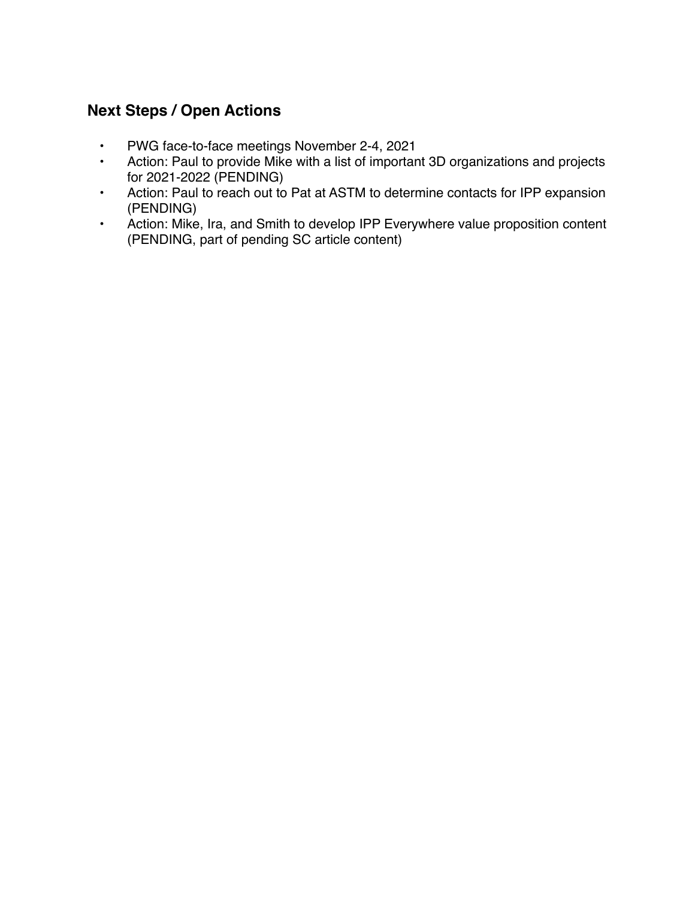## Next Steps / Open Actions

- PWG face-to-face meetings November 2-4, 2021
- Action: Paul to provide Mike with a list of important 3D organizations and projects for 2021-2022 (PENDING)
- Action: Paul to reach out to Pat at ASTM to determine contacts for IPP expansion (PENDING)
- Action: Mike, Ira, and Smith to develop IPP Everywhere value proposition content (PENDING, part of pending SC article content)